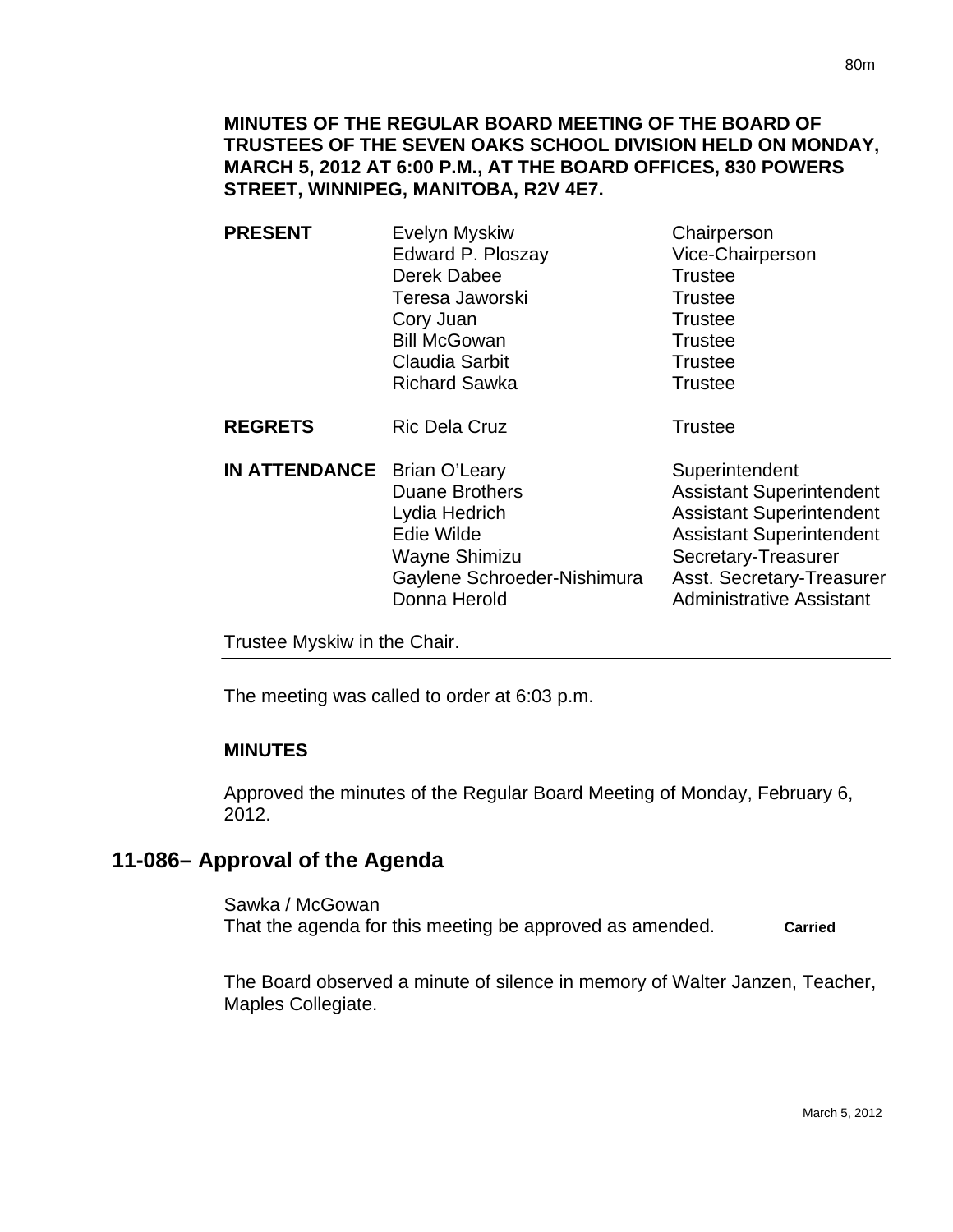**MINUTES OF THE REGULAR BOARD MEETING OF THE BOARD OF TRUSTEES OF THE SEVEN OAKS SCHOOL DIVISION HELD ON MONDAY, MARCH 5, 2012 AT 6:00 P.M., AT THE BOARD OFFICES, 830 POWERS STREET, WINNIPEG, MANITOBA, R2V 4E7.**

| | | |
|---|---|---|
| **PRESENT** | Evelyn Myskiw | Chairperson |
| | Edward P. Ploszay | Vice-Chairperson |
| | Derek Dabee | Trustee |
| | Teresa Jaworski | Trustee |
| | Cory Juan | Trustee |
| | Bill McGowan | Trustee |
| | Claudia Sarbit | Trustee |
| | Richard Sawka | Trustee |
| **REGRETS** | Ric Dela Cruz | Trustee |
| **IN ATTENDANCE** | Brian O'Leary | Superintendent |
| | Duane Brothers | Assistant Superintendent |
| | Lydia Hedrich | Assistant Superintendent |
| | Edie Wilde | Assistant Superintendent |
| | Wayne Shimizu | Secretary-Treasurer |
| | Gaylene Schroeder-Nishimura | Asst. Secretary-Treasurer |
| | Donna Herold | Administrative Assistant |

Trustee Myskiw in the Chair.

---

The meeting was called to order at 6:03 p.m.

**MINUTES**

Approved the minutes of the Regular Board Meeting of Monday, February 6, 2012.

## 11-086– Approval of the Agenda

Sawka / McGowan
That the agenda for this meeting be approved as amended. **Carried**

The Board observed a minute of silence in memory of Walter Janzen, Teacher, Maples Collegiate.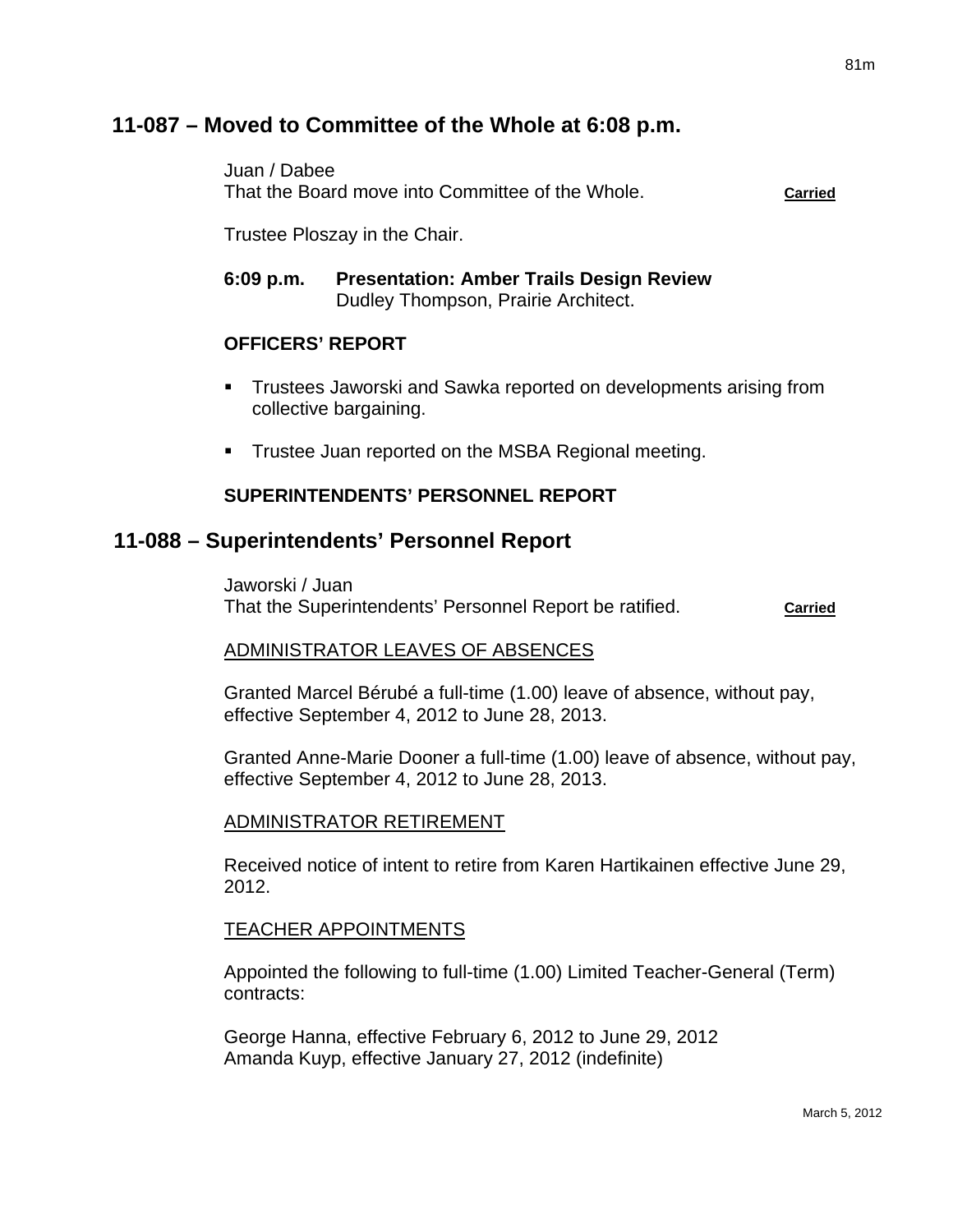## 11-087 – Moved to Committee of the Whole at 6:08 p.m.

Juan / Dabee
That the Board move into Committee of the Whole. **Carried**

Trustee Ploszay in the Chair.

**6:09 p.m. Presentation: Amber Trails Design Review**
Dudley Thompson, Prairie Architect.

**OFFICERS' REPORT**

- Trustees Jaworski and Sawka reported on developments arising from collective bargaining.
- Trustee Juan reported on the MSBA Regional meeting.

**SUPERINTENDENTS' PERSONNEL REPORT**

## 11-088 – Superintendents' Personnel Report

Jaworski / Juan
That the Superintendents' Personnel Report be ratified. **Carried**

ADMINISTRATOR LEAVES OF ABSENCES

Granted Marcel Bérubé a full-time (1.00) leave of absence, without pay, effective September 4, 2012 to June 28, 2013.

Granted Anne-Marie Dooner a full-time (1.00) leave of absence, without pay, effective September 4, 2012 to June 28, 2013.

ADMINISTRATOR RETIREMENT

Received notice of intent to retire from Karen Hartikainen effective June 29, 2012.

TEACHER APPOINTMENTS

Appointed the following to full-time (1.00) Limited Teacher-General (Term) contracts:

George Hanna, effective February 6, 2012 to June 29, 2012
Amanda Kuyp, effective January 27, 2012 (indefinite)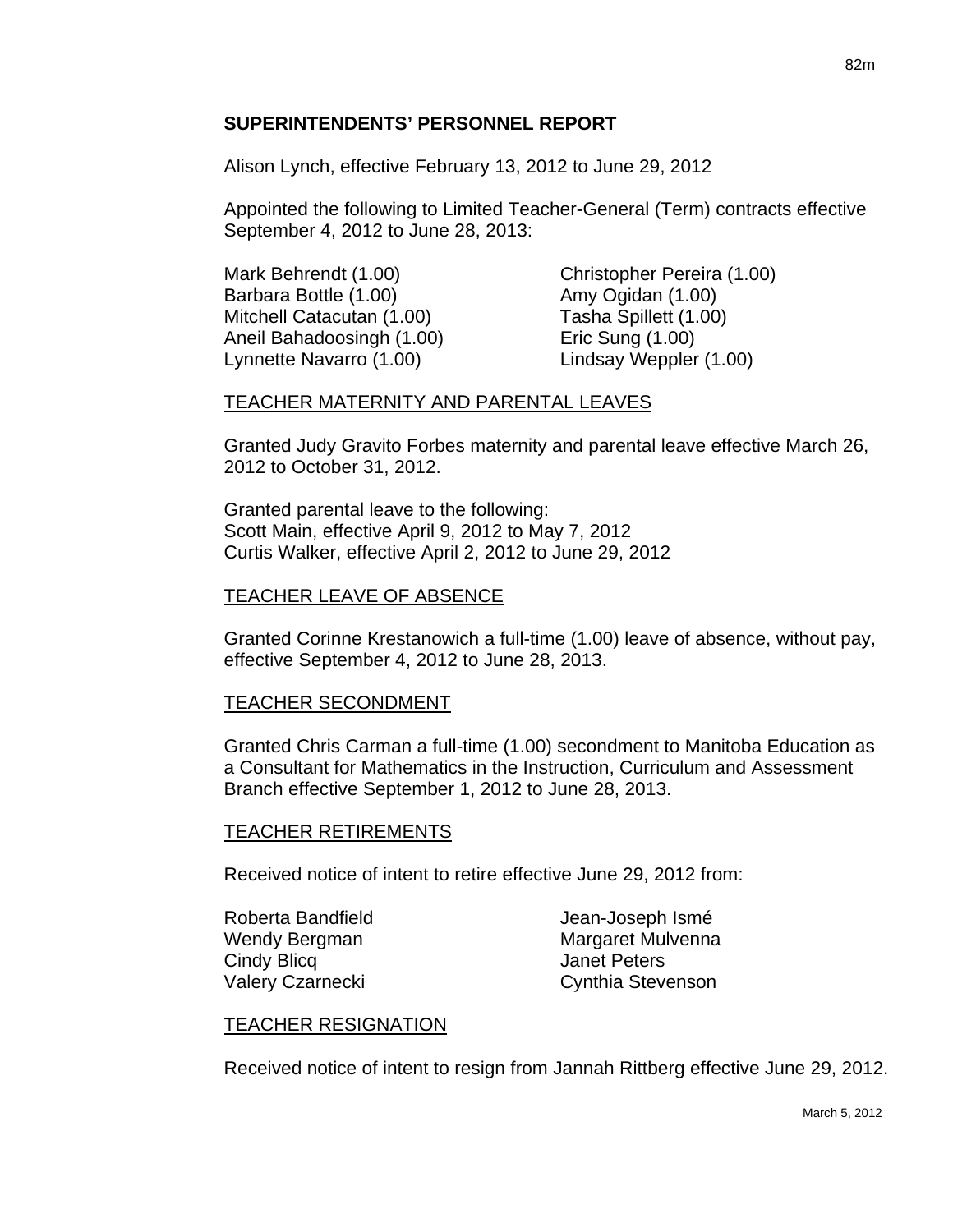## SUPERINTENDENTS' PERSONNEL REPORT

Alison Lynch, effective February 13, 2012 to June 29, 2012

Appointed the following to Limited Teacher-General (Term) contracts effective September 4, 2012 to June 28, 2013:

Mark Behrendt (1.00)
Barbara Bottle (1.00)
Mitchell Catacutan (1.00)
Aneil Bahadoosingh (1.00)
Lynnette Navarro (1.00)
Christopher Pereira (1.00)
Amy Ogidan (1.00)
Tasha Spillett (1.00)
Eric Sung (1.00)
Lindsay Weppler (1.00)

### TEACHER MATERNITY AND PARENTAL LEAVES

Granted Judy Gravito Forbes maternity and parental leave effective March 26, 2012 to October 31, 2012.

Granted parental leave to the following:
Scott Main, effective April 9, 2012 to May 7, 2012
Curtis Walker, effective April 2, 2012 to June 29, 2012

### TEACHER LEAVE OF ABSENCE

Granted Corinne Krestanowich a full-time (1.00) leave of absence, without pay, effective September 4, 2012 to June 28, 2013.

### TEACHER SECONDMENT

Granted Chris Carman a full-time (1.00) secondment to Manitoba Education as a Consultant for Mathematics in the Instruction, Curriculum and Assessment Branch effective September 1, 2012 to June 28, 2013.

### TEACHER RETIREMENTS

Received notice of intent to retire effective June 29, 2012 from:

Roberta Bandfield
Wendy Bergman
Cindy Blicq
Valery Czarnecki
Jean-Joseph Ismé
Margaret Mulvenna
Janet Peters
Cynthia Stevenson

### TEACHER RESIGNATION

Received notice of intent to resign from Jannah Rittberg effective June 29, 2012.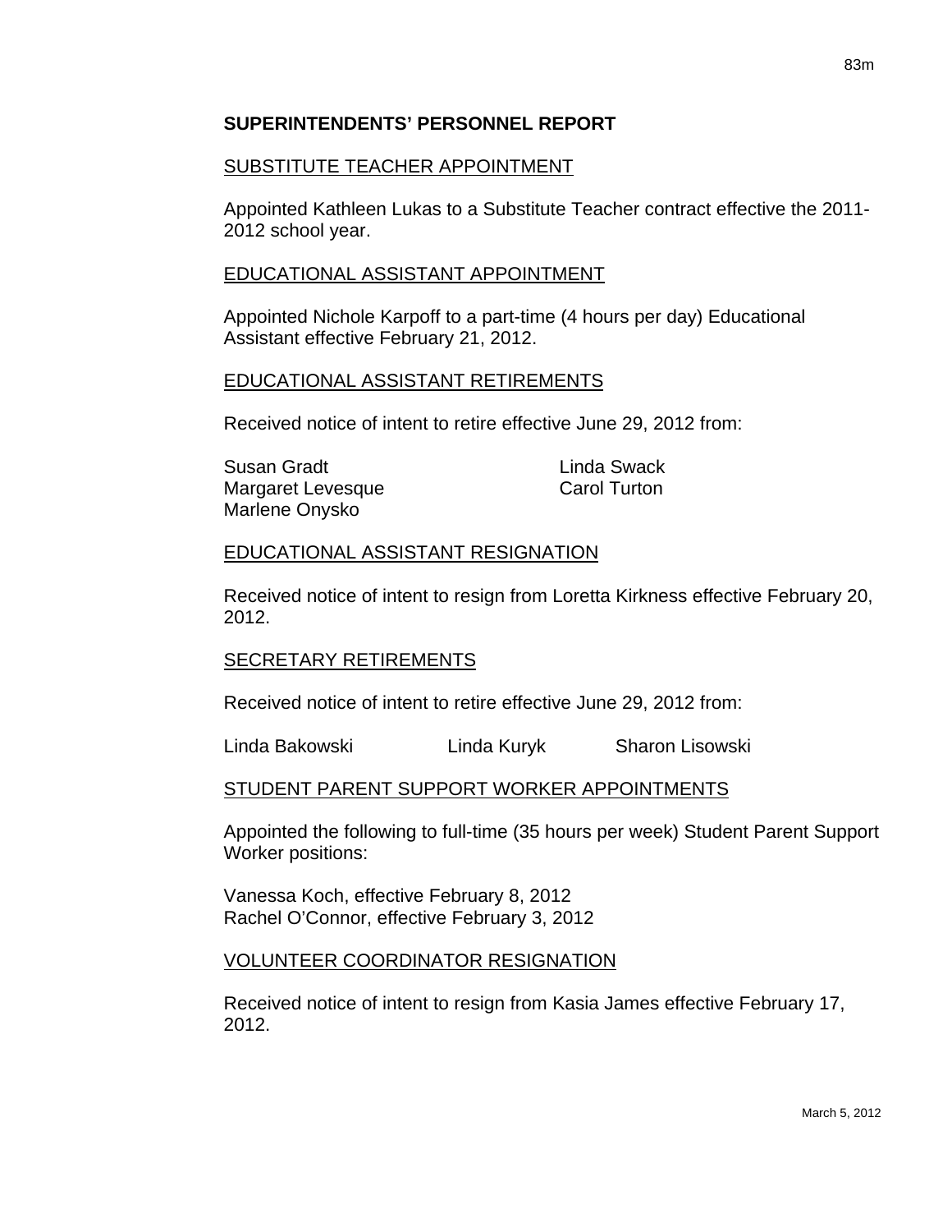## SUPERINTENDENTS' PERSONNEL REPORT

### SUBSTITUTE TEACHER APPOINTMENT

Appointed Kathleen Lukas to a Substitute Teacher contract effective the 2011-2012 school year.

### EDUCATIONAL ASSISTANT APPOINTMENT

Appointed Nichole Karpoff to a part-time (4 hours per day) Educational Assistant effective February 21, 2012.

### EDUCATIONAL ASSISTANT RETIREMENTS

Received notice of intent to retire effective June 29, 2012 from:

Susan Gradt
Margaret Levesque
Marlene Onysko
Linda Swack
Carol Turton

### EDUCATIONAL ASSISTANT RESIGNATION

Received notice of intent to resign from Loretta Kirkness effective February 20, 2012.

### SECRETARY RETIREMENTS

Received notice of intent to retire effective June 29, 2012 from:

Linda Bakowski
Linda Kuryk
Sharon Lisowski

### STUDENT PARENT SUPPORT WORKER APPOINTMENTS

Appointed the following to full-time (35 hours per week) Student Parent Support Worker positions:

Vanessa Koch, effective February 8, 2012
Rachel O'Connor, effective February 3, 2012

### VOLUNTEER COORDINATOR RESIGNATION

Received notice of intent to resign from Kasia James effective February 17, 2012.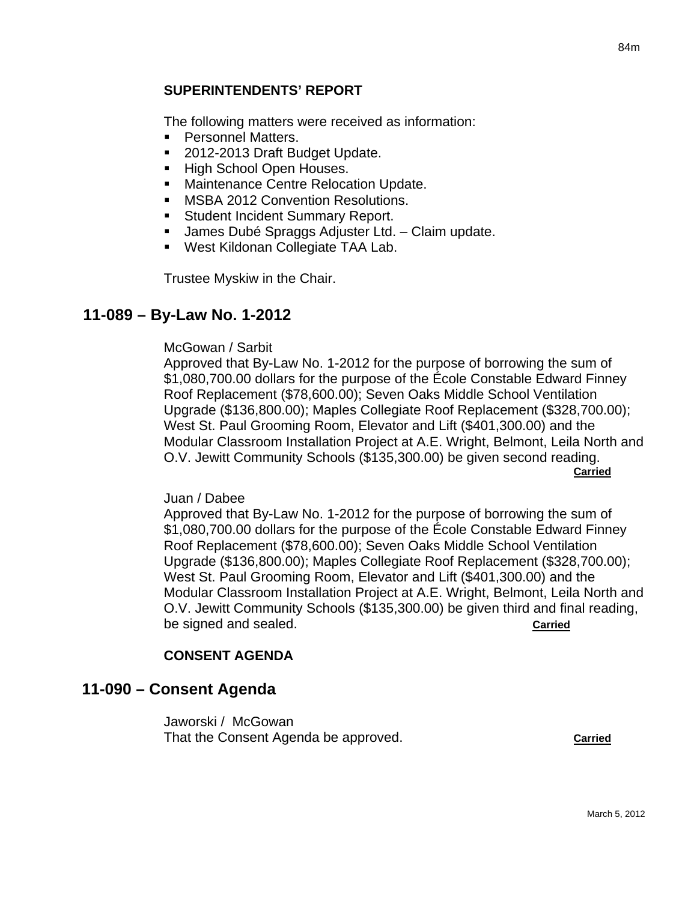**SUPERINTENDENTS' REPORT**

The following matters were received as information:

- Personnel Matters.
- 2012-2013 Draft Budget Update.
- High School Open Houses.
- Maintenance Centre Relocation Update.
- MSBA 2012 Convention Resolutions.
- Student Incident Summary Report.
- James Dubé Spraggs Adjuster Ltd. – Claim update.
- West Kildonan Collegiate TAA Lab.

Trustee Myskiw in the Chair.

## 11-089 – By-Law No. 1-2012

McGowan / Sarbit
Approved that By-Law No. 1-2012 for the purpose of borrowing the sum of $1,080,700.00 dollars for the purpose of the École Constable Edward Finney Roof Replacement ($78,600.00); Seven Oaks Middle School Ventilation Upgrade ($136,800.00); Maples Collegiate Roof Replacement ($328,700.00); West St. Paul Grooming Room, Elevator and Lift ($401,300.00) and the Modular Classroom Installation Project at A.E. Wright, Belmont, Leila North and O.V. Jewitt Community Schools ($135,300.00) be given second reading. **Carried**

Juan / Dabee
Approved that By-Law No. 1-2012 for the purpose of borrowing the sum of $1,080,700.00 dollars for the purpose of the École Constable Edward Finney Roof Replacement ($78,600.00); Seven Oaks Middle School Ventilation Upgrade ($136,800.00); Maples Collegiate Roof Replacement ($328,700.00); West St. Paul Grooming Room, Elevator and Lift ($401,300.00) and the Modular Classroom Installation Project at A.E. Wright, Belmont, Leila North and O.V. Jewitt Community Schools ($135,300.00) be given third and final reading, be signed and sealed. **Carried**

**CONSENT AGENDA**

## 11-090 – Consent Agenda

Jaworski / McGowan
That the Consent Agenda be approved. **Carried**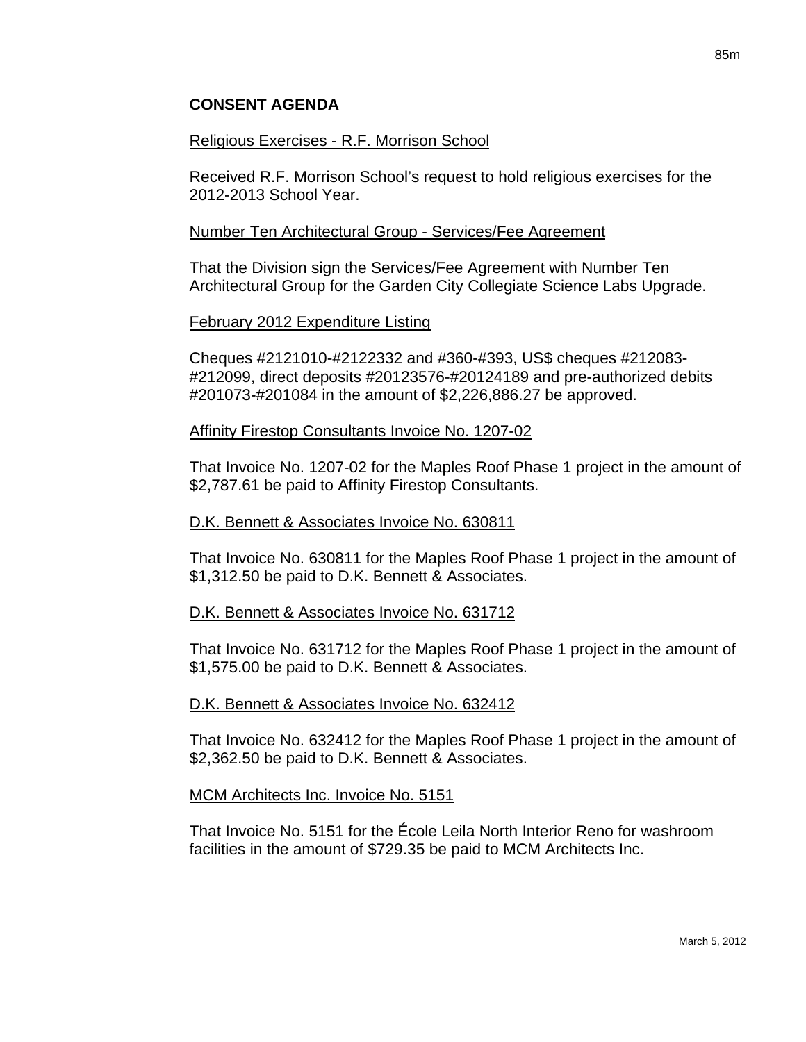## CONSENT AGENDA

Religious Exercises - R.F. Morrison School

Received R.F. Morrison School's request to hold religious exercises for the 2012-2013 School Year.

Number Ten Architectural Group - Services/Fee Agreement

That the Division sign the Services/Fee Agreement with Number Ten Architectural Group for the Garden City Collegiate Science Labs Upgrade.

February 2012 Expenditure Listing

Cheques #2121010-#2122332 and #360-#393, US$ cheques #212083-#212099, direct deposits #20123576-#20124189 and pre-authorized debits #201073-#201084 in the amount of $2,226,886.27 be approved.

Affinity Firestop Consultants Invoice No. 1207-02

That Invoice No. 1207-02 for the Maples Roof Phase 1 project in the amount of $2,787.61 be paid to Affinity Firestop Consultants.

D.K. Bennett & Associates Invoice No. 630811

That Invoice No. 630811 for the Maples Roof Phase 1 project in the amount of $1,312.50 be paid to D.K. Bennett & Associates.

D.K. Bennett & Associates Invoice No. 631712

That Invoice No. 631712 for the Maples Roof Phase 1 project in the amount of $1,575.00 be paid to D.K. Bennett & Associates.

D.K. Bennett & Associates Invoice No. 632412

That Invoice No. 632412 for the Maples Roof Phase 1 project in the amount of $2,362.50 be paid to D.K. Bennett & Associates.

MCM Architects Inc. Invoice No. 5151

That Invoice No. 5151 for the École Leila North Interior Reno for washroom facilities in the amount of $729.35 be paid to MCM Architects Inc.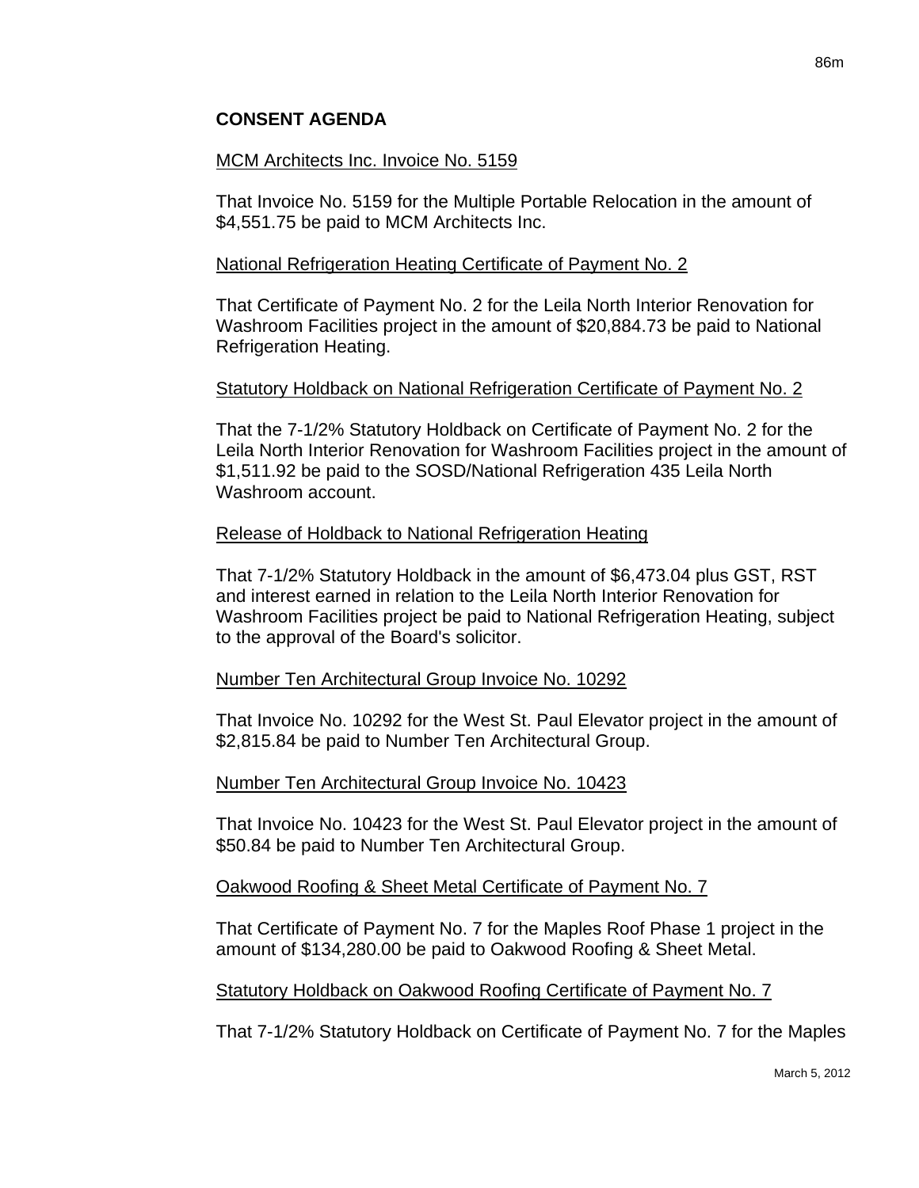## CONSENT AGENDA

MCM Architects Inc. Invoice No. 5159

That Invoice No. 5159 for the Multiple Portable Relocation in the amount of $4,551.75 be paid to MCM Architects Inc.

National Refrigeration Heating Certificate of Payment No. 2

That Certificate of Payment No. 2 for the Leila North Interior Renovation for Washroom Facilities project in the amount of $20,884.73 be paid to National Refrigeration Heating.

Statutory Holdback on National Refrigeration Certificate of Payment No. 2

That the 7-1/2% Statutory Holdback on Certificate of Payment No. 2 for the Leila North Interior Renovation for Washroom Facilities project in the amount of $1,511.92 be paid to the SOSD/National Refrigeration 435 Leila North Washroom account.

Release of Holdback to National Refrigeration Heating

That 7-1/2% Statutory Holdback in the amount of $6,473.04 plus GST, RST and interest earned in relation to the Leila North Interior Renovation for Washroom Facilities project be paid to National Refrigeration Heating, subject to the approval of the Board's solicitor.

Number Ten Architectural Group Invoice No. 10292

That Invoice No. 10292 for the West St. Paul Elevator project in the amount of $2,815.84 be paid to Number Ten Architectural Group.

Number Ten Architectural Group Invoice No. 10423

That Invoice No. 10423 for the West St. Paul Elevator project in the amount of $50.84 be paid to Number Ten Architectural Group.

Oakwood Roofing & Sheet Metal Certificate of Payment No. 7

That Certificate of Payment No. 7 for the Maples Roof Phase 1 project in the amount of $134,280.00 be paid to Oakwood Roofing & Sheet Metal.

Statutory Holdback on Oakwood Roofing Certificate of Payment No. 7

That 7-1/2% Statutory Holdback on Certificate of Payment No. 7 for the Maples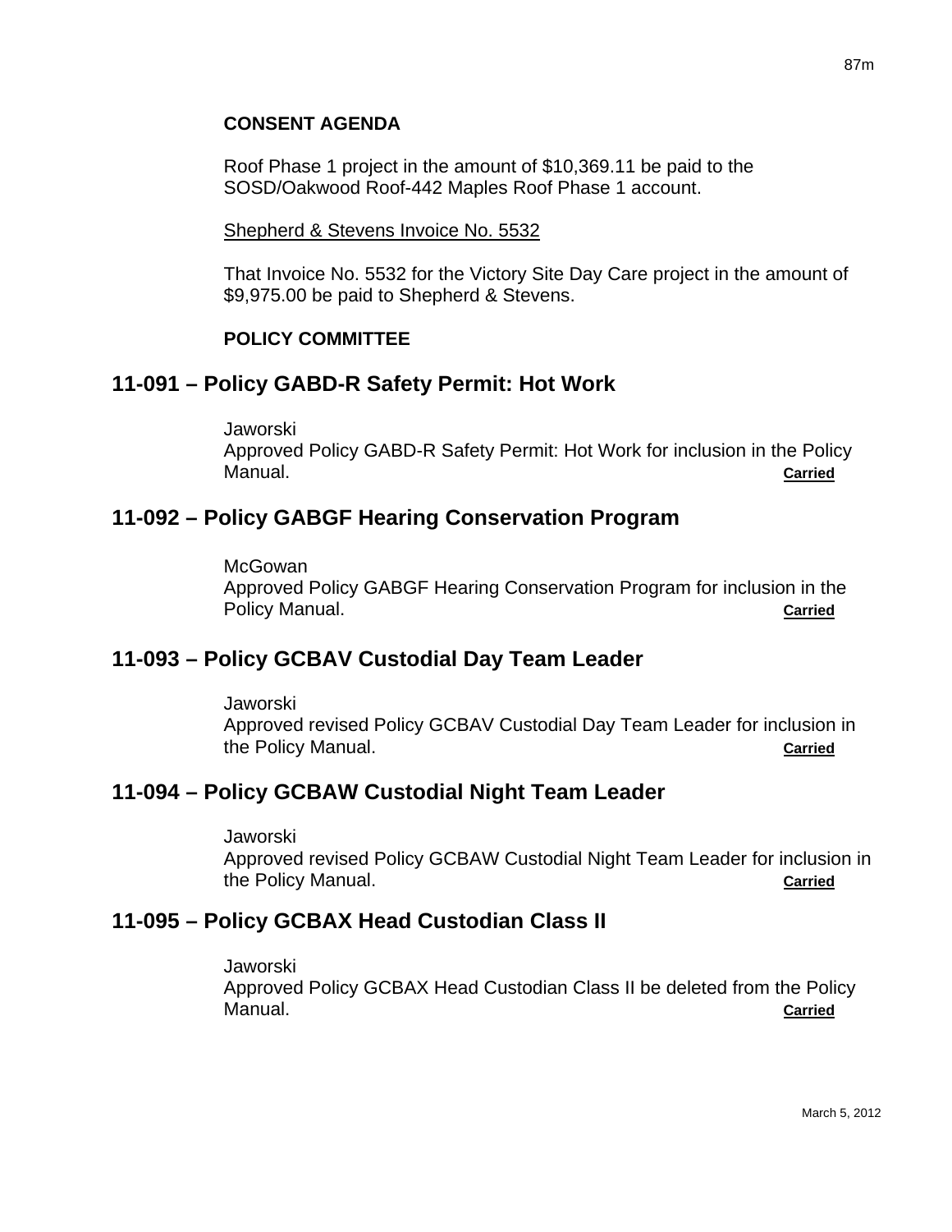**CONSENT AGENDA**

Roof Phase 1 project in the amount of $10,369.11 be paid to the SOSD/Oakwood Roof-442 Maples Roof Phase 1 account.

Shepherd & Stevens Invoice No. 5532

That Invoice No. 5532 for the Victory Site Day Care project in the amount of $9,975.00 be paid to Shepherd & Stevens.

**POLICY COMMITTEE**

## 11-091 – Policy GABD-R Safety Permit: Hot Work

Jaworski
Approved Policy GABD-R Safety Permit: Hot Work for inclusion in the Policy Manual. **Carried**

## 11-092 – Policy GABGF Hearing Conservation Program

McGowan
Approved Policy GABGF Hearing Conservation Program for inclusion in the Policy Manual. **Carried**

## 11-093 – Policy GCBAV Custodial Day Team Leader

Jaworski
Approved revised Policy GCBAV Custodial Day Team Leader for inclusion in the Policy Manual. **Carried**

## 11-094 – Policy GCBAW Custodial Night Team Leader

Jaworski
Approved revised Policy GCBAW Custodial Night Team Leader for inclusion in the Policy Manual. **Carried**

## 11-095 – Policy GCBAX Head Custodian Class II

Jaworski
Approved Policy GCBAX Head Custodian Class II be deleted from the Policy Manual. **Carried**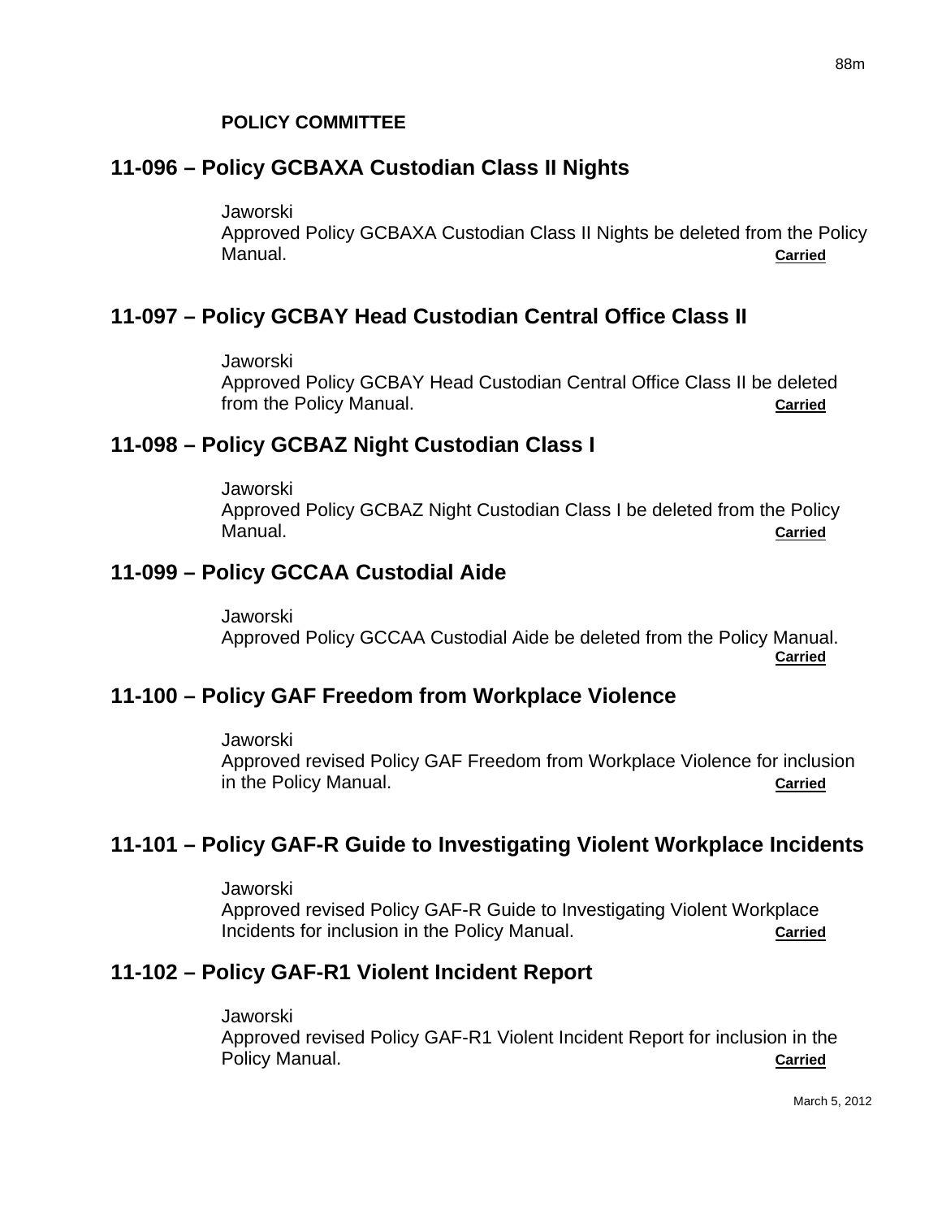**POLICY COMMITTEE**

## 11-096 – Policy GCBAXA Custodian Class II Nights

Jaworski
Approved Policy GCBAXA Custodian Class II Nights be deleted from the Policy Manual. **Carried**

## 11-097 – Policy GCBAY Head Custodian Central Office Class II

Jaworski
Approved Policy GCBAY Head Custodian Central Office Class II be deleted from the Policy Manual. **Carried**

## 11-098 – Policy GCBAZ Night Custodian Class I

Jaworski
Approved Policy GCBAZ Night Custodian Class I be deleted from the Policy Manual. **Carried**

## 11-099 – Policy GCCAA Custodial Aide

Jaworski
Approved Policy GCCAA Custodial Aide be deleted from the Policy Manual. **Carried**

## 11-100 – Policy GAF Freedom from Workplace Violence

Jaworski
Approved revised Policy GAF Freedom from Workplace Violence for inclusion in the Policy Manual. **Carried**

## 11-101 – Policy GAF-R Guide to Investigating Violent Workplace Incidents

Jaworski
Approved revised Policy GAF-R Guide to Investigating Violent Workplace Incidents for inclusion in the Policy Manual. **Carried**

## 11-102 – Policy GAF-R1 Violent Incident Report

Jaworski
Approved revised Policy GAF-R1 Violent Incident Report for inclusion in the Policy Manual. **Carried**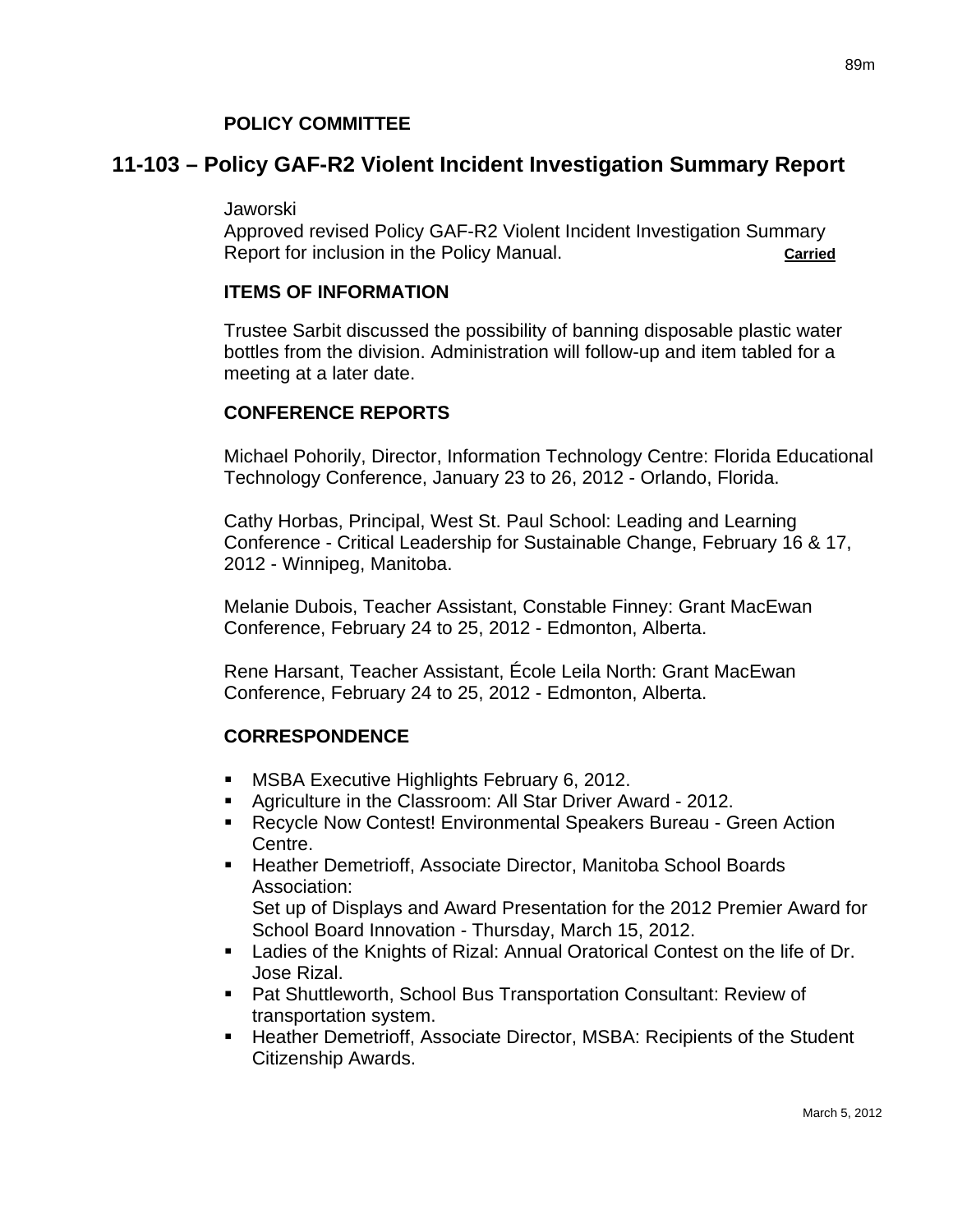**POLICY COMMITTEE**

## 11-103 – Policy GAF-R2 Violent Incident Investigation Summary Report

Jaworski
Approved revised Policy GAF-R2 Violent Incident Investigation Summary Report for inclusion in the Policy Manual. **Carried**

**ITEMS OF INFORMATION**

Trustee Sarbit discussed the possibility of banning disposable plastic water bottles from the division. Administration will follow-up and item tabled for a meeting at a later date.

**CONFERENCE REPORTS**

Michael Pohorily, Director, Information Technology Centre: Florida Educational Technology Conference, January 23 to 26, 2012 - Orlando, Florida.

Cathy Horbas, Principal, West St. Paul School: Leading and Learning Conference - Critical Leadership for Sustainable Change, February 16 & 17, 2012 - Winnipeg, Manitoba.

Melanie Dubois, Teacher Assistant, Constable Finney: Grant MacEwan Conference, February 24 to 25, 2012 - Edmonton, Alberta.

Rene Harsant, Teacher Assistant, École Leila North: Grant MacEwan Conference, February 24 to 25, 2012 - Edmonton, Alberta.

**CORRESPONDENCE**

- MSBA Executive Highlights February 6, 2012.
- Agriculture in the Classroom: All Star Driver Award - 2012.
- Recycle Now Contest! Environmental Speakers Bureau - Green Action Centre.
- Heather Demetrioff, Associate Director, Manitoba School Boards Association:
  Set up of Displays and Award Presentation for the 2012 Premier Award for School Board Innovation - Thursday, March 15, 2012.
- Ladies of the Knights of Rizal: Annual Oratorical Contest on the life of Dr. Jose Rizal.
- Pat Shuttleworth, School Bus Transportation Consultant: Review of transportation system.
- Heather Demetrioff, Associate Director, MSBA: Recipients of the Student Citizenship Awards.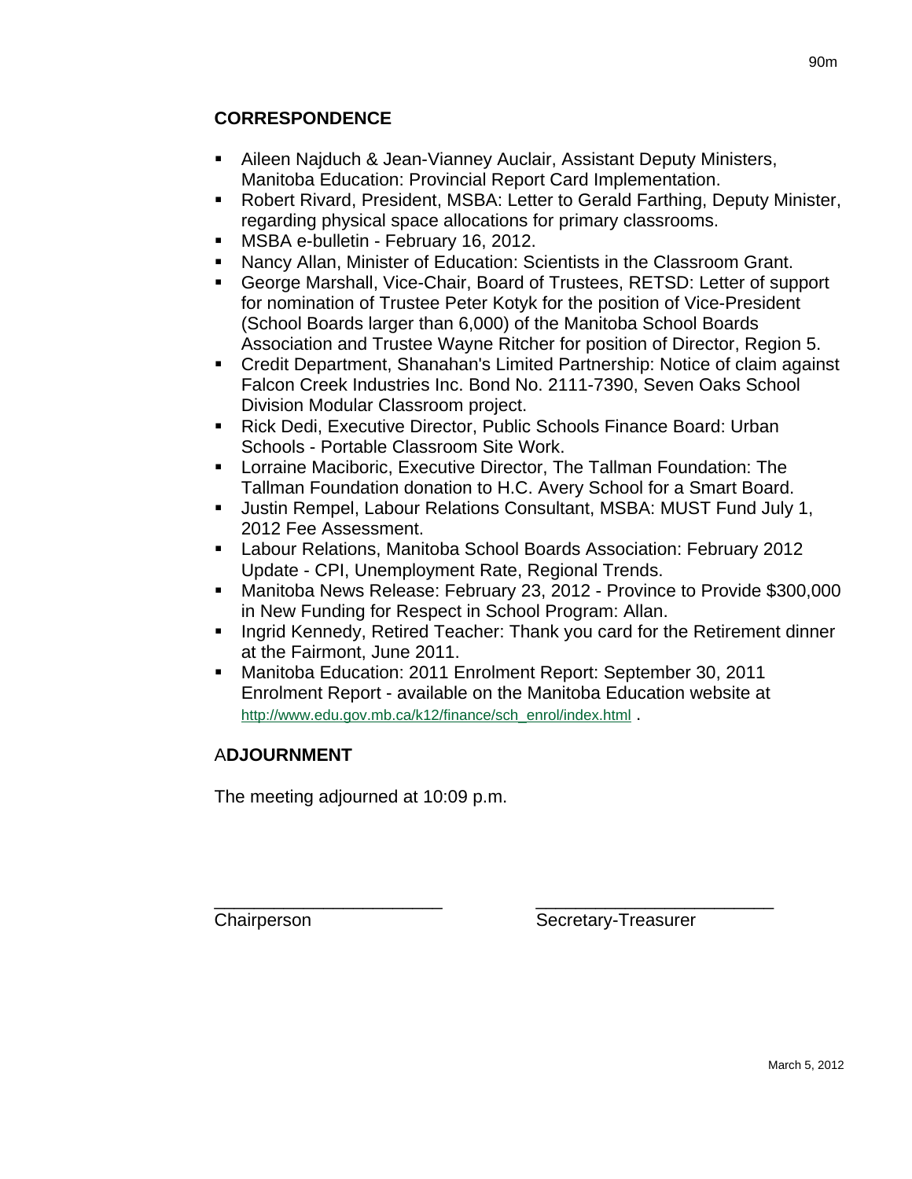## CORRESPONDENCE

- Aileen Najduch & Jean-Vianney Auclair, Assistant Deputy Ministers, Manitoba Education: Provincial Report Card Implementation.
- Robert Rivard, President, MSBA: Letter to Gerald Farthing, Deputy Minister, regarding physical space allocations for primary classrooms.
- MSBA e-bulletin - February 16, 2012.
- Nancy Allan, Minister of Education: Scientists in the Classroom Grant.
- George Marshall, Vice-Chair, Board of Trustees, RETSD: Letter of support for nomination of Trustee Peter Kotyk for the position of Vice-President (School Boards larger than 6,000) of the Manitoba School Boards Association and Trustee Wayne Ritcher for position of Director, Region 5.
- Credit Department, Shanahan's Limited Partnership: Notice of claim against Falcon Creek Industries Inc. Bond No. 2111-7390, Seven Oaks School Division Modular Classroom project.
- Rick Dedi, Executive Director, Public Schools Finance Board: Urban Schools - Portable Classroom Site Work.
- Lorraine Maciboric, Executive Director, The Tallman Foundation: The Tallman Foundation donation to H.C. Avery School for a Smart Board.
- Justin Rempel, Labour Relations Consultant, MSBA: MUST Fund July 1, 2012 Fee Assessment.
- Labour Relations, Manitoba School Boards Association: February 2012 Update - CPI, Unemployment Rate, Regional Trends.
- Manitoba News Release: February 23, 2012 - Province to Provide $300,000 in New Funding for Respect in School Program: Allan.
- Ingrid Kennedy, Retired Teacher: Thank you card for the Retirement dinner at the Fairmont, June 2011.
- Manitoba Education: 2011 Enrolment Report: September 30, 2011 Enrolment Report - available on the Manitoba Education website at http://www.edu.gov.mb.ca/k12/finance/sch_enrol/index.html .

## ADJOURNMENT

The meeting adjourned at 10:09 p.m.

_______________________ _______________________

Chairperson Secretary-Treasurer